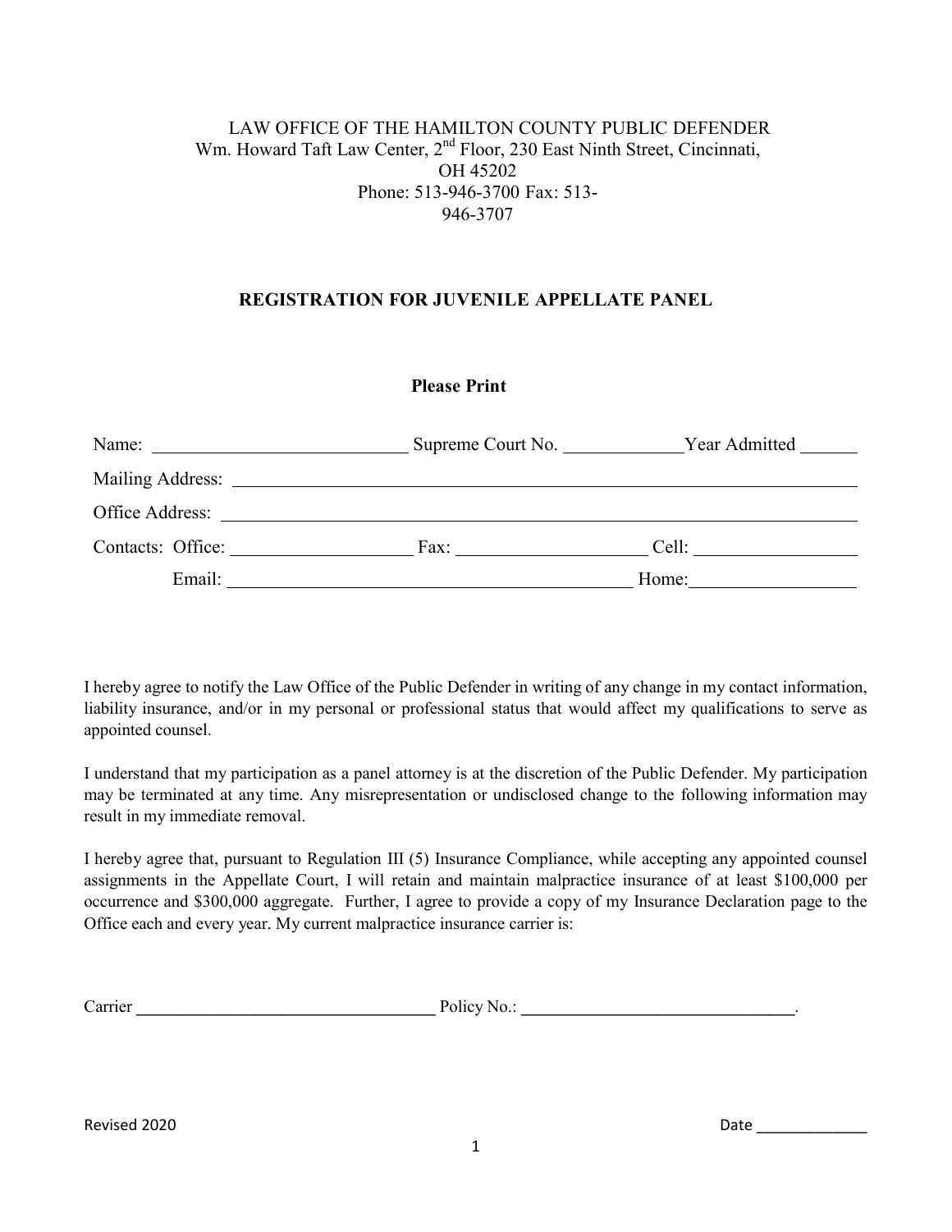LAW OFFICE OF THE HAMILTON COUNTY PUBLIC DEFENDER
Wm. Howard Taft Law Center, 2nd Floor, 230 East Ninth Street, Cincinnati, OH 45202
Phone: 513-946-3700 Fax: 513-946-3707

## REGISTRATION FOR JUVENILE APPELLATE PANEL

**Please Print**

Name: ____________________________ Supreme Court No. _____________ Year Admitted ______

Mailing Address: ____________________________________________________________

Office Address: _____________________________________________________________

Contacts: Office: ____________________ Fax: ____________________ Cell: _________________

Email: ____________________________________________ Home: _________________

I hereby agree to notify the Law Office of the Public Defender in writing of any change in my contact information, liability insurance, and/or in my personal or professional status that would affect my qualifications to serve as appointed counsel.

I understand that my participation as a panel attorney is at the discretion of the Public Defender. My participation may be terminated at any time. Any misrepresentation or undisclosed change to the following information may result in my immediate removal.

I hereby agree that, pursuant to Regulation III (5) Insurance Compliance, while accepting any appointed counsel assignments in the Appellate Court, I will retain and maintain malpractice insurance of at least $100,000 per occurrence and $300,000 aggregate. Further, I agree to provide a copy of my Insurance Declaration page to the Office each and every year. My current malpractice insurance carrier is:

Carrier ___________________________________ Policy No.: ________________________________.

Revised 2020

Date _____________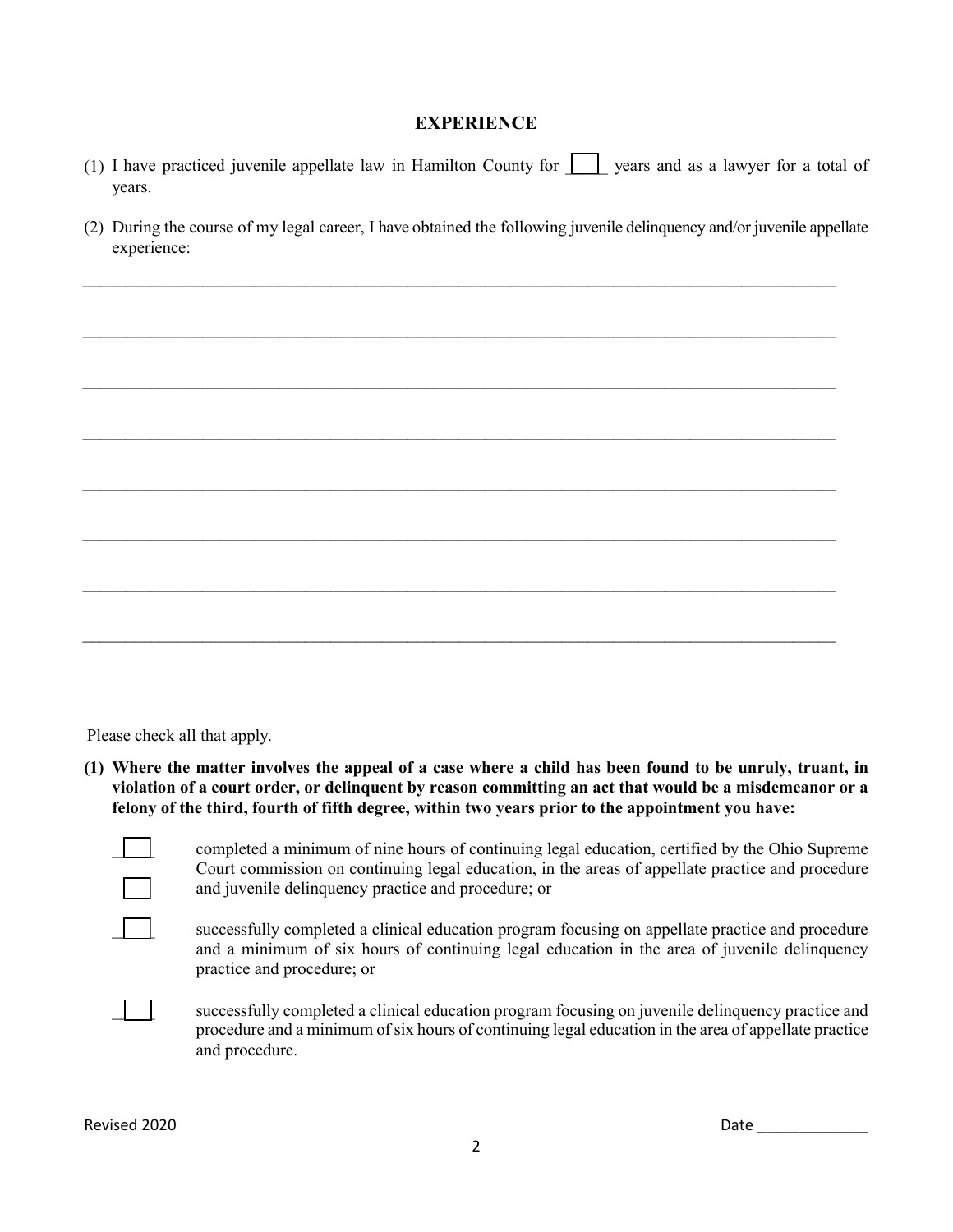## EXPERIENCE

(1) I have practiced juvenile appellate law in Hamilton County for ☐ years and as a lawyer for a total of years.

(2) During the course of my legal career, I have obtained the following juvenile delinquency and/or juvenile appellate experience:

______________________________________________________________________________

______________________________________________________________________________

______________________________________________________________________________

______________________________________________________________________________

______________________________________________________________________________

______________________________________________________________________________

______________________________________________________________________________

______________________________________________________________________________

Please check all that apply.

**(1) Where the matter involves the appeal of a case where a child has been found to be unruly, truant, in violation of a court order, or delinquent by reason committing an act that would be a misdemeanor or a felony of the third, fourth of fifth degree, within two years prior to the appointment you have:**

☐ ☐ completed a minimum of nine hours of continuing legal education, certified by the Ohio Supreme Court commission on continuing legal education, in the areas of appellate practice and procedure and juvenile delinquency practice and procedure; or

☐ successfully completed a clinical education program focusing on appellate practice and procedure and a minimum of six hours of continuing legal education in the area of juvenile delinquency practice and procedure; or

☐ successfully completed a clinical education program focusing on juvenile delinquency practice and procedure and a minimum of six hours of continuing legal education in the area of appellate practice and procedure.

Revised 2020

Date _____________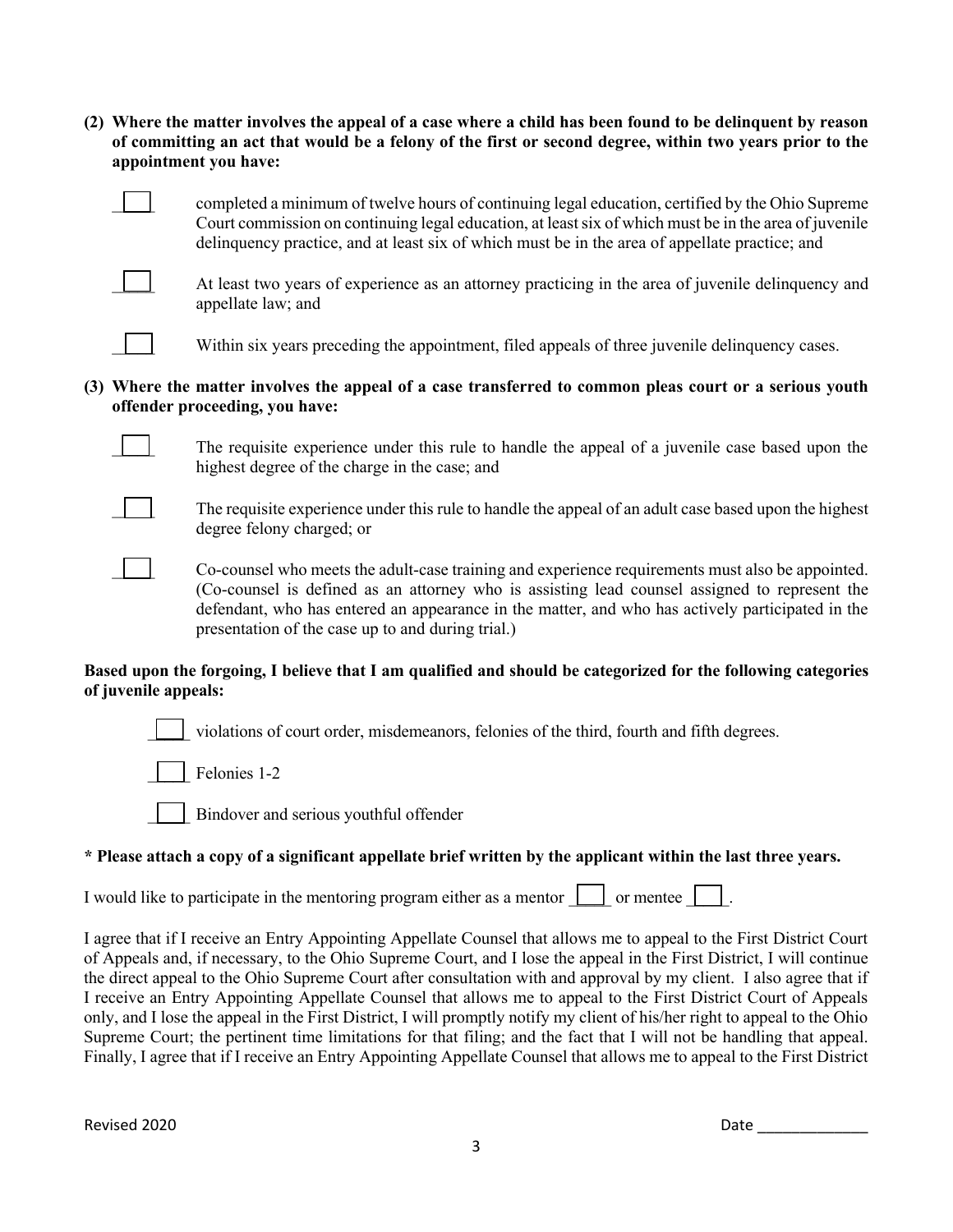**(2) Where the matter involves the appeal of a case where a child has been found to be delinquent by reason of committing an act that would be a felony of the first or second degree, within two years prior to the appointment you have:**

- [ ] completed a minimum of twelve hours of continuing legal education, certified by the Ohio Supreme Court commission on continuing legal education, at least six of which must be in the area of juvenile delinquency practice, and at least six of which must be in the area of appellate practice; and

- [ ] At least two years of experience as an attorney practicing in the area of juvenile delinquency and appellate law; and

- [ ] Within six years preceding the appointment, filed appeals of three juvenile delinquency cases.

**(3) Where the matter involves the appeal of a case transferred to common pleas court or a serious youth offender proceeding, you have:**

- [ ] The requisite experience under this rule to handle the appeal of a juvenile case based upon the highest degree of the charge in the case; and

- [ ] The requisite experience under this rule to handle the appeal of an adult case based upon the highest degree felony charged; or

- [ ] Co-counsel who meets the adult-case training and experience requirements must also be appointed. (Co-counsel is defined as an attorney who is assisting lead counsel assigned to represent the defendant, who has entered an appearance in the matter, and who has actively participated in the presentation of the case up to and during trial.)

**Based upon the forgoing, I believe that I am qualified and should be categorized for the following categories of juvenile appeals:**

- [ ] violations of court order, misdemeanors, felonies of the third, fourth and fifth degrees.
- [ ] Felonies 1-2
- [ ] Bindover and serious youthful offender

**\* Please attach a copy of a significant appellate brief written by the applicant within the last three years.**

I would like to participate in the mentoring program either as a mentor [ ] or mentee [ ].

I agree that if I receive an Entry Appointing Appellate Counsel that allows me to appeal to the First District Court of Appeals and, if necessary, to the Ohio Supreme Court, and I lose the appeal in the First District, I will continue the direct appeal to the Ohio Supreme Court after consultation with and approval by my client. I also agree that if I receive an Entry Appointing Appellate Counsel that allows me to appeal to the First District Court of Appeals only, and I lose the appeal in the First District, I will promptly notify my client of his/her right to appeal to the Ohio Supreme Court; the pertinent time limitations for that filing; and the fact that I will not be handling that appeal. Finally, I agree that if I receive an Entry Appointing Appellate Counsel that allows me to appeal to the First District

Revised 2020 Date _____________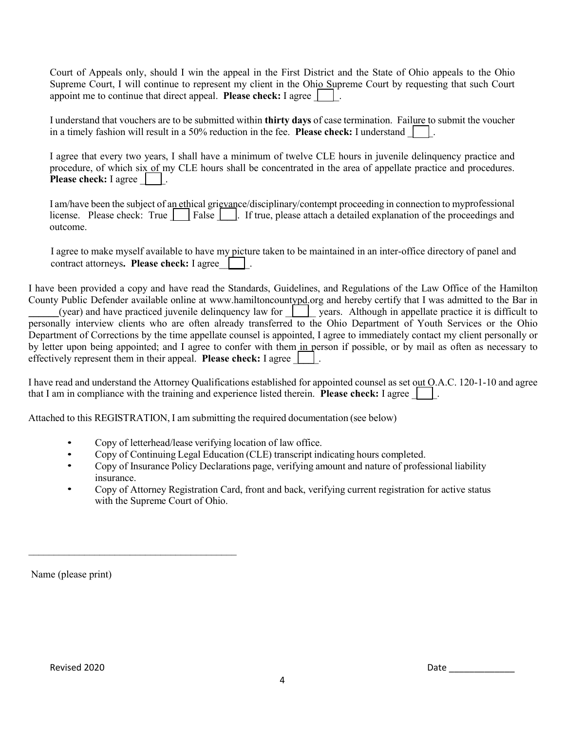Court of Appeals only, should I win the appeal in the First District and the State of Ohio appeals to the Ohio Supreme Court, I will continue to represent my client in the Ohio Supreme Court by requesting that such Court appoint me to continue that direct appeal. **Please check:** I agree ____.

I understand that vouchers are to be submitted within **thirty days** of case termination. Failure to submit the voucher in a timely fashion will result in a 50% reduction in the fee. **Please check:** I understand ____.

I agree that every two years, I shall have a minimum of twelve CLE hours in juvenile delinquency practice and procedure, of which six of my CLE hours shall be concentrated in the area of appellate practice and procedures. **Please check:** I agree ____.

I am/have been the subject of an ethical grievance/disciplinary/contempt proceeding in connection to myprofessional license. Please check: True ____ False ____. If true, please attach a detailed explanation of the proceedings and outcome.

I agree to make myself available to have my picture taken to be maintained in an inter-office directory of panel and contract attorneys**. Please check:** I agree____.

I have been provided a copy and have read the Standards, Guidelines, and Regulations of the Law Office of the Hamilton County Public Defender available online at www.hamiltoncountypd.org and hereby certify that I was admitted to the Bar in ______(year) and have practiced juvenile delinquency law for ____ years. Although in appellate practice it is difficult to personally interview clients who are often already transferred to the Ohio Department of Youth Services or the Ohio Department of Corrections by the time appellate counsel is appointed, I agree to immediately contact my client personally or by letter upon being appointed; and I agree to confer with them in person if possible, or by mail as often as necessary to effectively represent them in their appeal. **Please check:** I agree ____.

I have read and understand the Attorney Qualifications established for appointed counsel as set out O.A.C. 120-1-10 and agree that I am in compliance with the training and experience listed therein. **Please check:** I agree ____.

Attached to this REGISTRATION, I am submitting the required documentation (see below)

- Copy of letterhead/lease verifying location of law office.
- Copy of Continuing Legal Education (CLE) transcript indicating hours completed.
- Copy of Insurance Policy Declarations page, verifying amount and nature of professional liability insurance.
- Copy of Attorney Registration Card, front and back, verifying current registration for active status with the Supreme Court of Ohio.

_________________________________________

Name (please print)

Revised 2020

Date _____________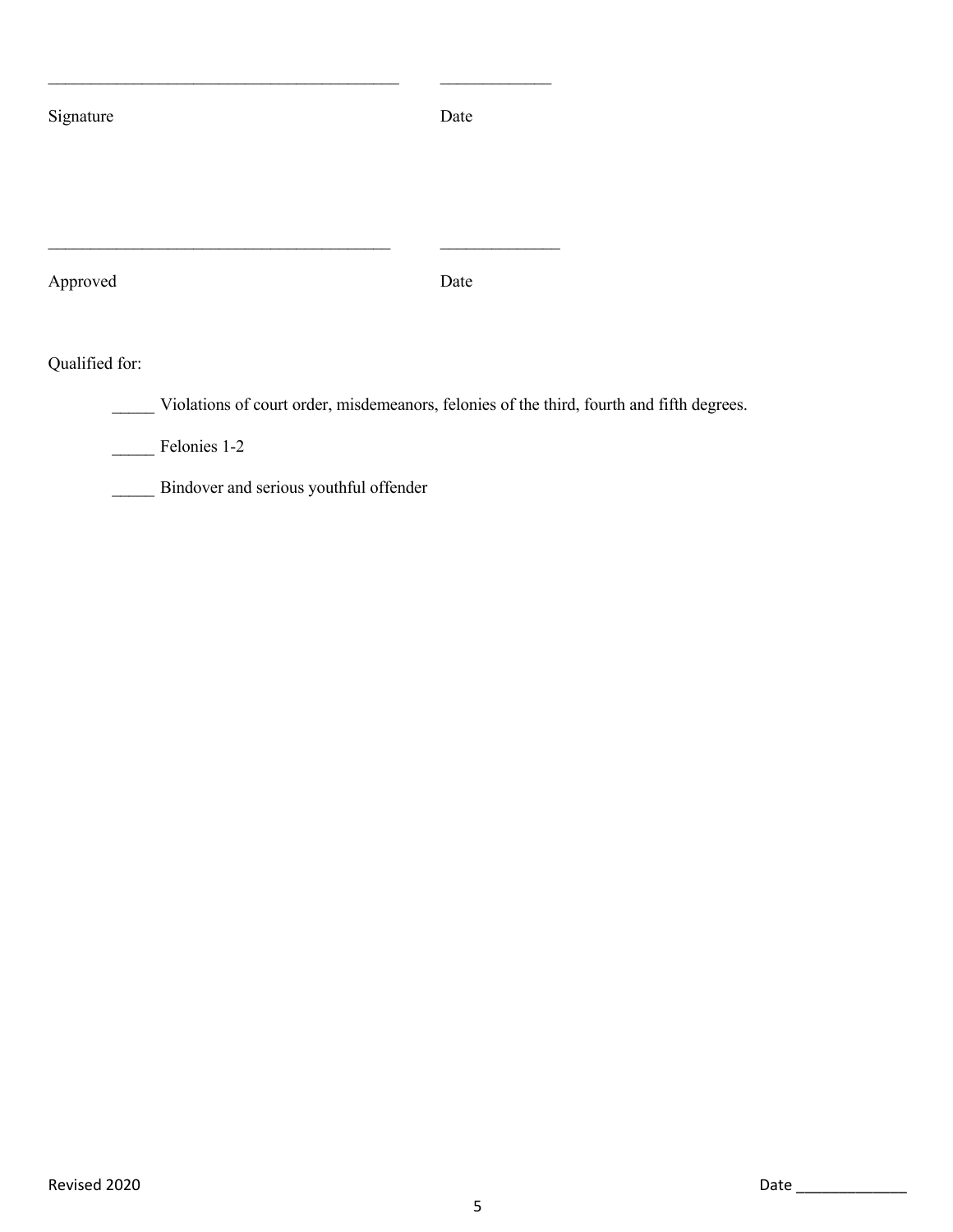\_\_\_\_\_\_\_\_\_\_\_\_\_\_\_\_\_\_\_\_\_\_\_\_\_\_\_\_\_\_\_\_\_\_\_\_\_\_\_\_ \_\_\_\_\_\_\_\_\_\_\_\_\_

Signature Date

\_\_\_\_\_\_\_\_\_\_\_\_\_\_\_\_\_\_\_\_\_\_\_\_\_\_\_\_\_\_\_\_\_\_\_\_\_\_\_\_ \_\_\_\_\_\_\_\_\_\_\_\_\_\_

Approved Date

Qualified for:

\_\_\_\_\_ Violations of court order, misdemeanors, felonies of the third, fourth and fifth degrees.

\_\_\_\_\_ Felonies 1-2

\_\_\_\_\_ Bindover and serious youthful offender

Revised 2020 Date \_\_\_\_\_\_\_\_\_\_\_\_\_